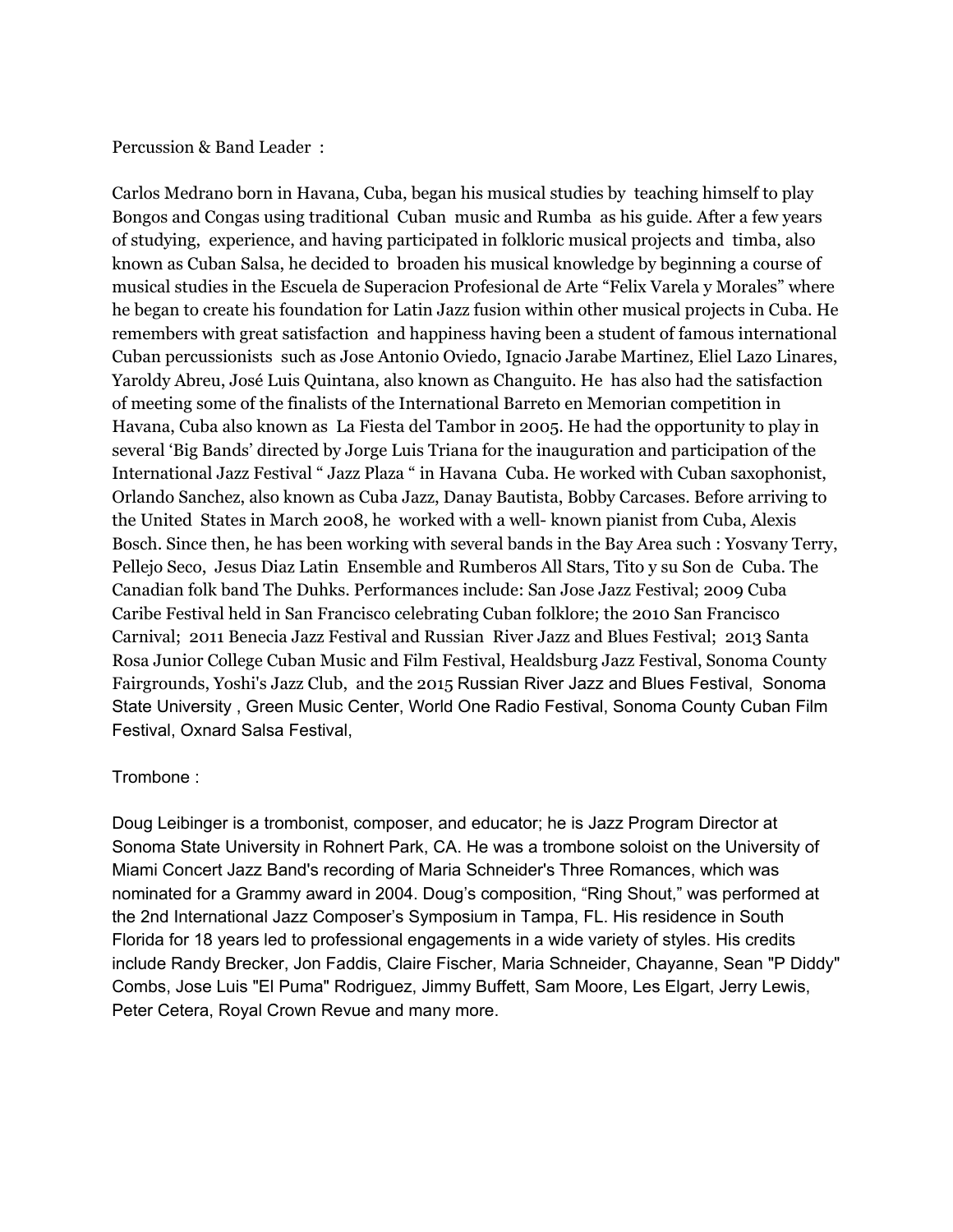Percussion & Band Leader :

Carlos Medrano born in Havana, Cuba, began his musical studies by teaching himself to play Bongos and Congas using traditional Cuban music and Rumba as his guide. After a few years of studying, experience, and having participated in folkloric musical projects and timba, also known as Cuban Salsa, he decided to broaden his musical knowledge by beginning a course of musical studies in the Escuela de Superacion Profesional de Arte "Felix Varela y Morales" where he began to create his foundation for Latin Jazz fusion within other musical projects in Cuba. He remembers with great satisfaction and happiness having been a student of famous international Cuban percussionists such as Jose Antonio Oviedo, Ignacio Jarabe Martinez, Eliel Lazo Linares, Yaroldy Abreu, José Luis Quintana, also known as Changuito. He has also had the satisfaction of meeting some of the finalists of the International Barreto en Memorian competition in Havana, Cuba also known as La Fiesta del Tambor in 2005. He had the opportunity to play in several 'Big Bands' directed by Jorge Luis Triana for the inauguration and participation of the International Jazz Festival " Jazz Plaza " in Havana Cuba. He worked with Cuban saxophonist, Orlando Sanchez, also known as Cuba Jazz, Danay Bautista, Bobby Carcases. Before arriving to the United States in March 2008, he worked with a well- known pianist from Cuba, Alexis Bosch. Since then, he has been working with several bands in the Bay Area such : Yosvany Terry, Pellejo Seco, Jesus Diaz Latin Ensemble and Rumberos All Stars, Tito y su Son de Cuba. The Canadian folk band The Duhks. Performances include: San Jose Jazz Festival; 2009 Cuba Caribe Festival held in San Francisco celebrating Cuban folklore; the 2010 San Francisco Carnival; 2011 Benecia Jazz Festival and Russian River Jazz and Blues Festival; 2013 Santa Rosa Junior College Cuban Music and Film Festival, Healdsburg Jazz Festival, Sonoma County Fairgrounds, Yoshi's Jazz Club, and the 2015 Russian River Jazz and Blues Festival, Sonoma State University , Green Music Center, World One Radio Festival, Sonoma County Cuban Film Festival, Oxnard Salsa Festival,

Trombone :

Doug Leibinger is a trombonist, composer, and educator; he is Jazz Program Director at Sonoma State University in Rohnert Park, CA. He was a trombone soloist on the University of Miami Concert Jazz Band's recording of Maria Schneider's Three Romances, which was nominated for a Grammy award in 2004. Doug's composition, "Ring Shout," was performed at the 2nd International Jazz Composer's Symposium in Tampa, FL. His residence in South Florida for 18 years led to professional engagements in a wide variety of styles. His credits include Randy Brecker, Jon Faddis, Claire Fischer, Maria Schneider, Chayanne, Sean "P Diddy" Combs, Jose Luis "El Puma" Rodriguez, Jimmy Buffett, Sam Moore, Les Elgart, Jerry Lewis, Peter Cetera, Royal Crown Revue and many more.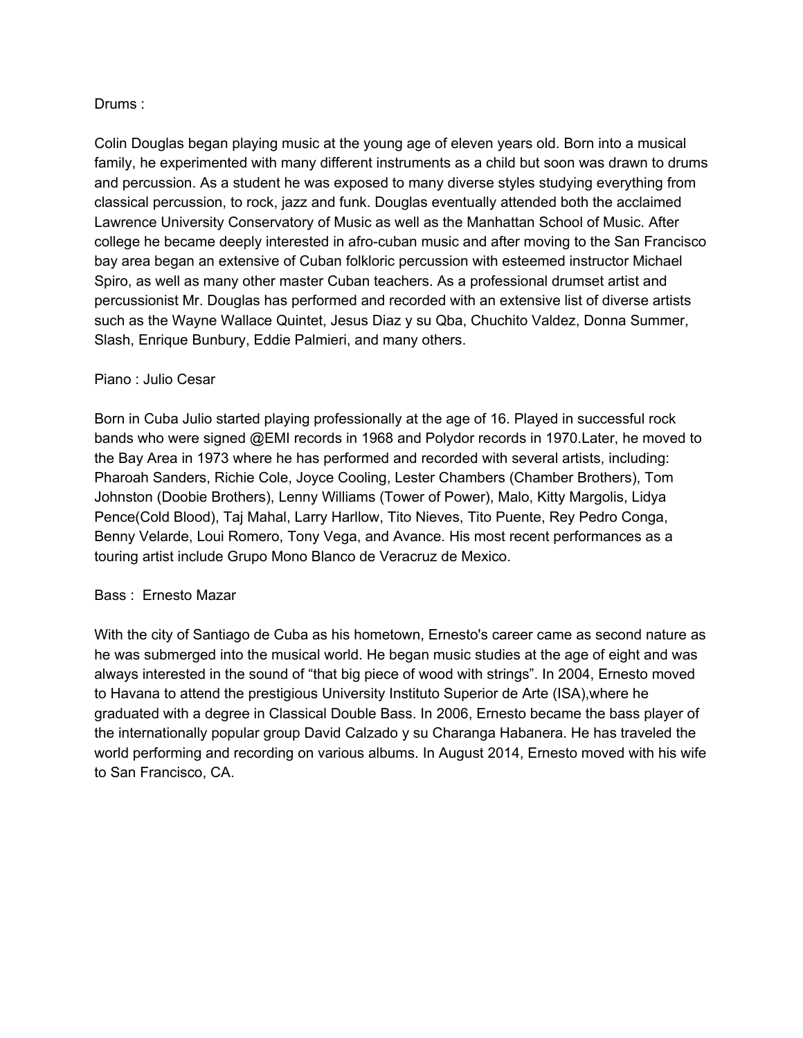Drums :

Colin Douglas began playing music at the young age of eleven years old. Born into a musical family, he experimented with many different instruments as a child but soon was drawn to drums and percussion. As a student he was exposed to many diverse styles studying everything from classical percussion, to rock, jazz and funk. Douglas eventually attended both the acclaimed Lawrence University Conservatory of Music as well as the Manhattan School of Music. After college he became deeply interested in afro-cuban music and after moving to the San Francisco bay area began an extensive of Cuban folkloric percussion with esteemed instructor Michael Spiro, as well as many other master Cuban teachers. As a professional drumset artist and percussionist Mr. Douglas has performed and recorded with an extensive list of diverse artists such as the Wayne Wallace Quintet, Jesus Diaz y su Qba, Chuchito Valdez, Donna Summer, Slash, Enrique Bunbury, Eddie Palmieri, and many others.

Piano : Julio Cesar

Born in Cuba Julio started playing professionally at the age of 16. Played in successful rock bands who were signed @EMI records in 1968 and Polydor records in 1970.Later, he moved to the Bay Area in 1973 where he has performed and recorded with several artists, including: Pharoah Sanders, Richie Cole, Joyce Cooling, Lester Chambers (Chamber Brothers), Tom Johnston (Doobie Brothers), Lenny Williams (Tower of Power), Malo, Kitty Margolis, Lidya Pence(Cold Blood), Taj Mahal, Larry Harllow, Tito Nieves, Tito Puente, Rey Pedro Conga, Benny Velarde, Loui Romero, Tony Vega, and Avance. His most recent performances as a touring artist include Grupo Mono Blanco de Veracruz de Mexico.

Bass : Ernesto Mazar

With the city of Santiago de Cuba as his hometown, Ernesto's career came as second nature as he was submerged into the musical world. He began music studies at the age of eight and was always interested in the sound of "that big piece of wood with strings". In 2004, Ernesto moved to Havana to attend the prestigious University Instituto Superior de Arte (ISA),where he graduated with a degree in Classical Double Bass. In 2006, Ernesto became the bass player of the internationally popular group David Calzado y su Charanga Habanera. He has traveled the world performing and recording on various albums. In August 2014, Ernesto moved with his wife to San Francisco, CA.